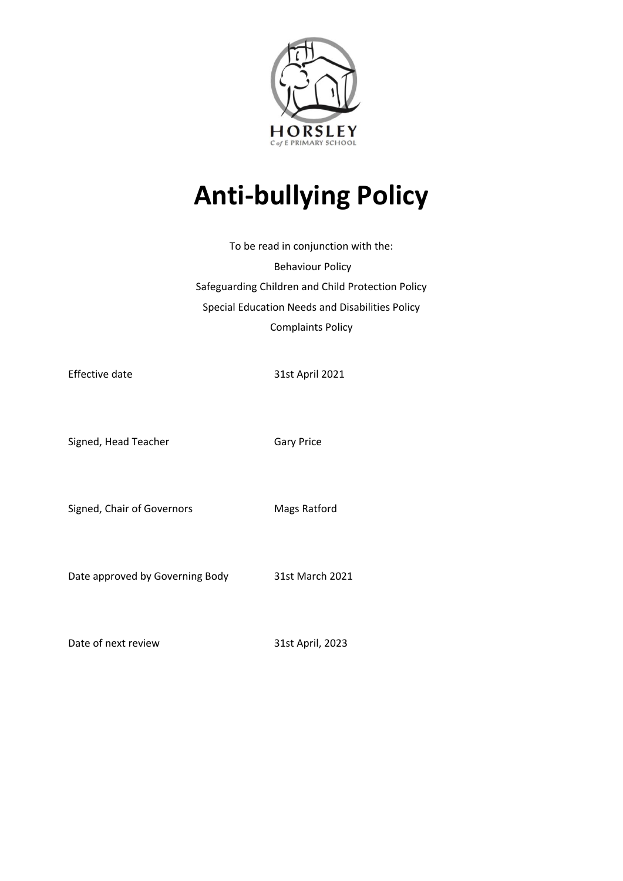HORSLEY

C of E PRIMARY SCHOOL

# Anti-bullying Policy

To be read in conjunction with the:

Behaviour Policy

Safeguarding Children and Child Protection Policy

Special Education Needs and Disabilities Policy

Complaints Policy

| | |
|---|---|
| Effective date | 31st April 2021 |
| Signed, Head Teacher | Gary Price |
| Signed, Chair of Governors | Mags Ratford |
| Date approved by Governing Body | 31st March 2021 |
| Date of next review | 31st April, 2023 |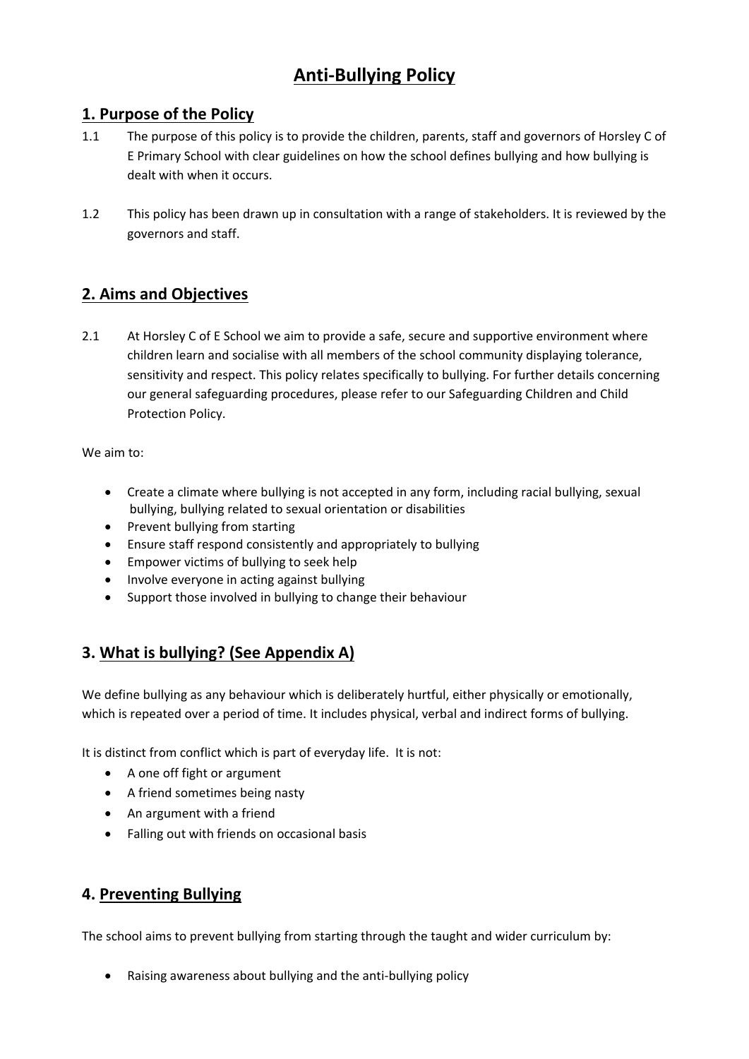# Anti-Bullying Policy

## 1. Purpose of the Policy

1.1 The purpose of this policy is to provide the children, parents, staff and governors of Horsley C of E Primary School with clear guidelines on how the school defines bullying and how bullying is dealt with when it occurs.

1.2 This policy has been drawn up in consultation with a range of stakeholders. It is reviewed by the governors and staff.

## 2. Aims and Objectives

2.1 At Horsley C of E School we aim to provide a safe, secure and supportive environment where children learn and socialise with all members of the school community displaying tolerance, sensitivity and respect. This policy relates specifically to bullying. For further details concerning our general safeguarding procedures, please refer to our Safeguarding Children and Child Protection Policy.

We aim to:

- Create a climate where bullying is not accepted in any form, including racial bullying, sexual bullying, bullying related to sexual orientation or disabilities
- Prevent bullying from starting
- Ensure staff respond consistently and appropriately to bullying
- Empower victims of bullying to seek help
- Involve everyone in acting against bullying
- Support those involved in bullying to change their behaviour

## 3. What is bullying? (See Appendix A)

We define bullying as any behaviour which is deliberately hurtful, either physically or emotionally, which is repeated over a period of time. It includes physical, verbal and indirect forms of bullying.

It is distinct from conflict which is part of everyday life. It is not:

- A one off fight or argument
- A friend sometimes being nasty
- An argument with a friend
- Falling out with friends on occasional basis

## 4. Preventing Bullying

The school aims to prevent bullying from starting through the taught and wider curriculum by:

- Raising awareness about bullying and the anti-bullying policy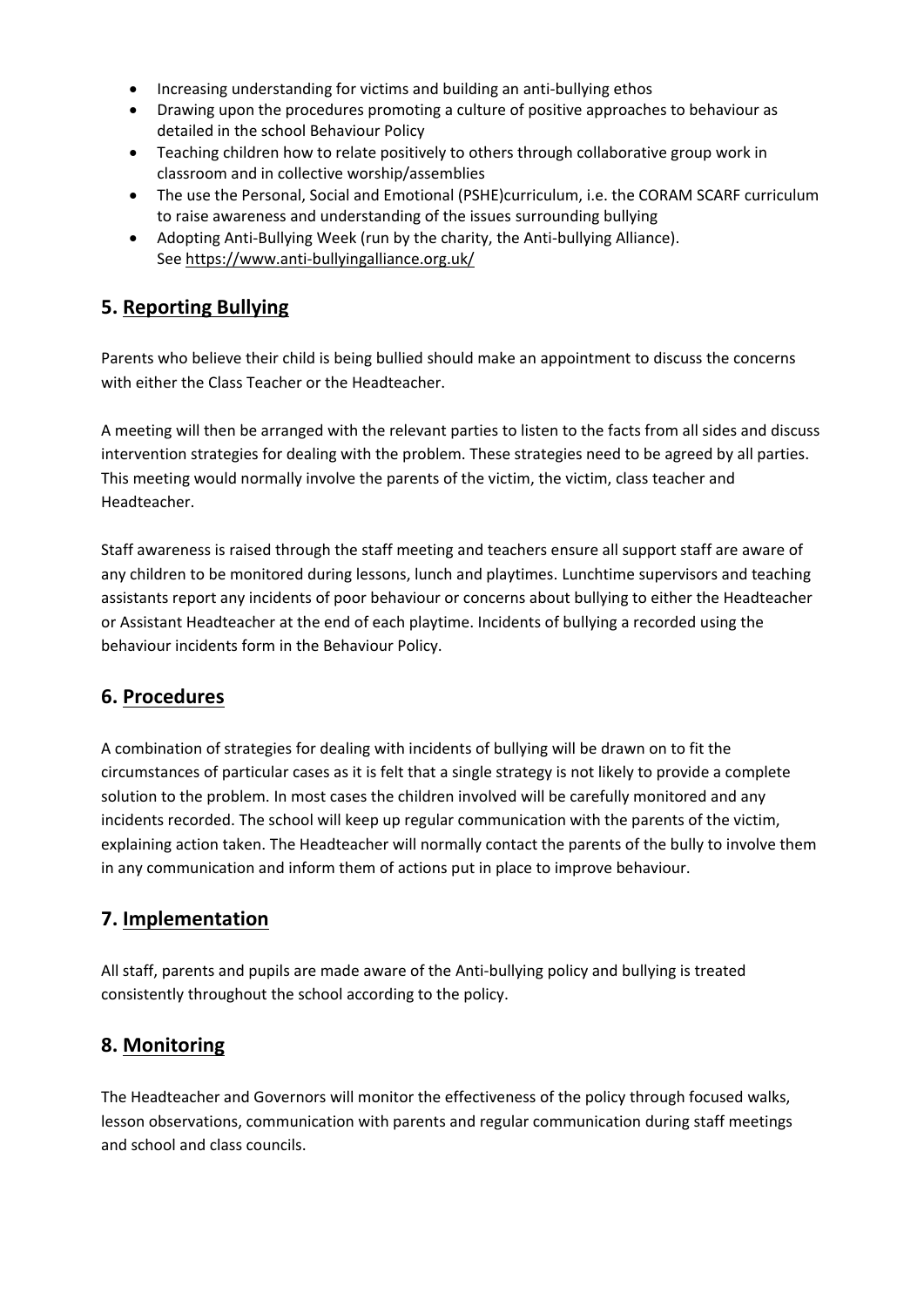- Increasing understanding for victims and building an anti-bullying ethos
- Drawing upon the procedures promoting a culture of positive approaches to behaviour as detailed in the school Behaviour Policy
- Teaching children how to relate positively to others through collaborative group work in classroom and in collective worship/assemblies
- The use the Personal, Social and Emotional (PSHE)curriculum, i.e. the CORAM SCARF curriculum to raise awareness and understanding of the issues surrounding bullying
- Adopting Anti-Bullying Week (run by the charity, the Anti-bullying Alliance). See https://www.anti-bullyingalliance.org.uk/

## 5. Reporting Bullying

Parents who believe their child is being bullied should make an appointment to discuss the concerns with either the Class Teacher or the Headteacher.

A meeting will then be arranged with the relevant parties to listen to the facts from all sides and discuss intervention strategies for dealing with the problem. These strategies need to be agreed by all parties. This meeting would normally involve the parents of the victim, the victim, class teacher and Headteacher.

Staff awareness is raised through the staff meeting and teachers ensure all support staff are aware of any children to be monitored during lessons, lunch and playtimes. Lunchtime supervisors and teaching assistants report any incidents of poor behaviour or concerns about bullying to either the Headteacher or Assistant Headteacher at the end of each playtime. Incidents of bullying a recorded using the behaviour incidents form in the Behaviour Policy.

## 6. Procedures

A combination of strategies for dealing with incidents of bullying will be drawn on to fit the circumstances of particular cases as it is felt that a single strategy is not likely to provide a complete solution to the problem. In most cases the children involved will be carefully monitored and any incidents recorded. The school will keep up regular communication with the parents of the victim, explaining action taken. The Headteacher will normally contact the parents of the bully to involve them in any communication and inform them of actions put in place to improve behaviour.

## 7. Implementation

All staff, parents and pupils are made aware of the Anti-bullying policy and bullying is treated consistently throughout the school according to the policy.

## 8. Monitoring

The Headteacher and Governors will monitor the effectiveness of the policy through focused walks, lesson observations, communication with parents and regular communication during staff meetings and school and class councils.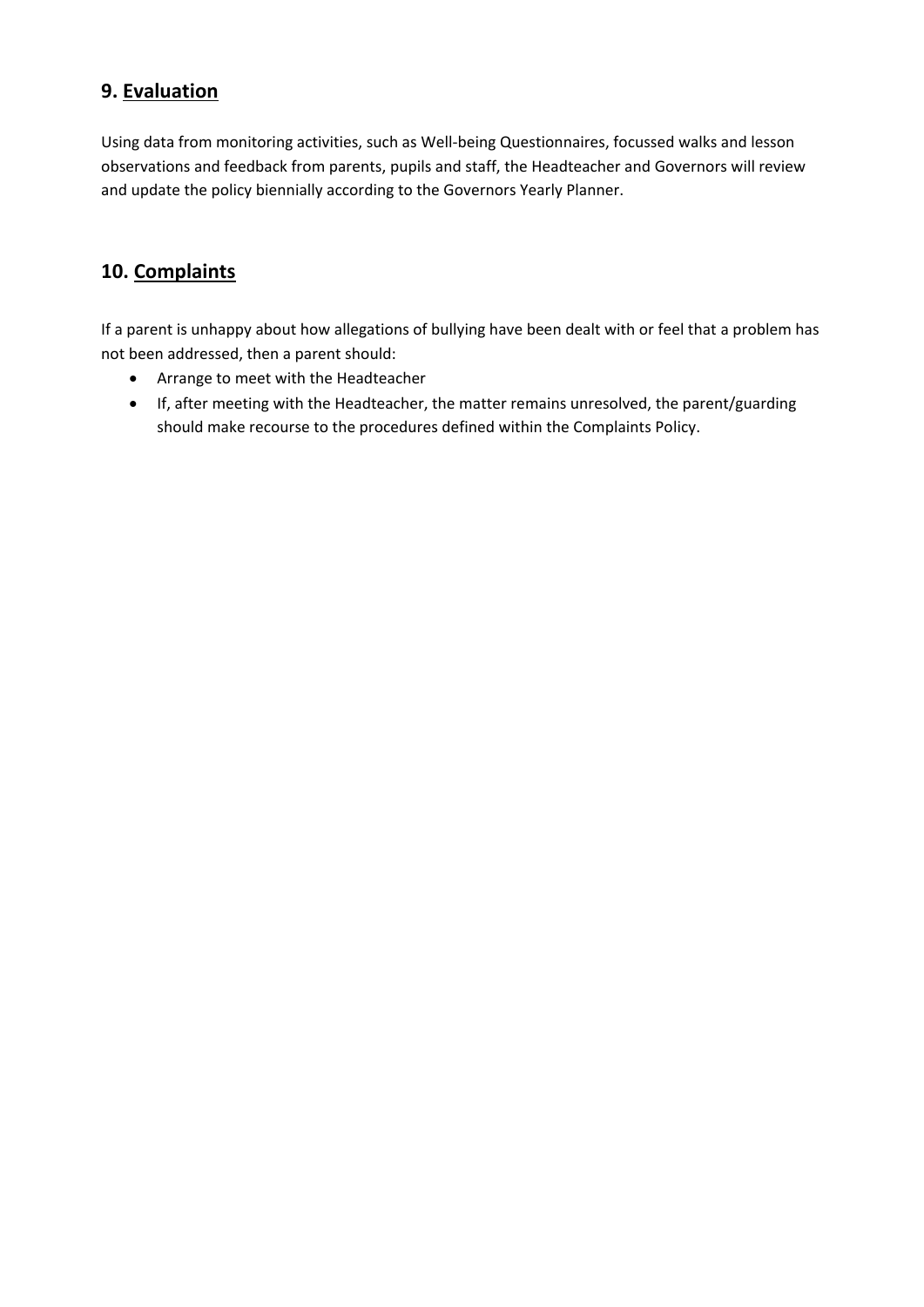## 9. <u>Evaluation</u>

Using data from monitoring activities, such as Well-being Questionnaires, focussed walks and lesson observations and feedback from parents, pupils and staff, the Headteacher and Governors will review and update the policy biennially according to the Governors Yearly Planner.

## 10. <u>Complaints</u>

If a parent is unhappy about how allegations of bullying have been dealt with or feel that a problem has not been addressed, then a parent should:

- Arrange to meet with the Headteacher
- If, after meeting with the Headteacher, the matter remains unresolved, the parent/guarding should make recourse to the procedures defined within the Complaints Policy.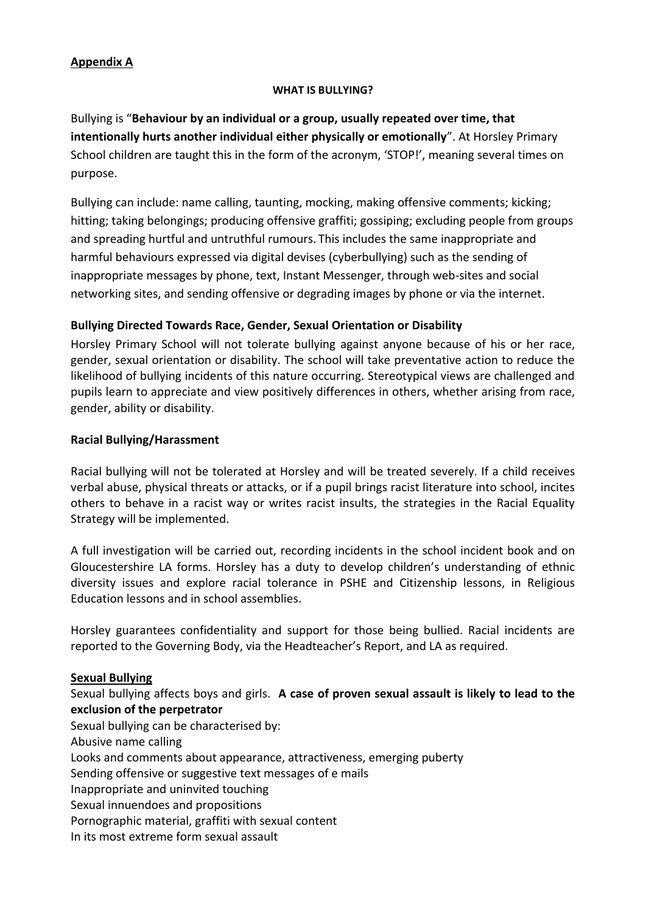**Appendix A**

**WHAT IS BULLYING?**

Bullying is "**Behaviour by an individual or a group, usually repeated over time, that intentionally hurts another individual either physically or emotionally**". At Horsley Primary School children are taught this in the form of the acronym, 'STOP!', meaning several times on purpose.

Bullying can include: name calling, taunting, mocking, making offensive comments; kicking; hitting; taking belongings; producing offensive graffiti; gossiping; excluding people from groups and spreading hurtful and untruthful rumours. This includes the same inappropriate and harmful behaviours expressed via digital devises (cyberbullying) such as the sending of inappropriate messages by phone, text, Instant Messenger, through web-sites and social networking sites, and sending offensive or degrading images by phone or via the internet.

**Bullying Directed Towards Race, Gender, Sexual Orientation or Disability**

Horsley Primary School will not tolerate bullying against anyone because of his or her race, gender, sexual orientation or disability. The school will take preventative action to reduce the likelihood of bullying incidents of this nature occurring. Stereotypical views are challenged and pupils learn to appreciate and view positively differences in others, whether arising from race, gender, ability or disability.

**Racial Bullying/Harassment**

Racial bullying will not be tolerated at Horsley and will be treated severely. If a child receives verbal abuse, physical threats or attacks, or if a pupil brings racist literature into school, incites others to behave in a racist way or writes racist insults, the strategies in the Racial Equality Strategy will be implemented.

A full investigation will be carried out, recording incidents in the school incident book and on Gloucestershire LA forms. Horsley has a duty to develop children's understanding of ethnic diversity issues and explore racial tolerance in PSHE and Citizenship lessons, in Religious Education lessons and in school assemblies.

Horsley guarantees confidentiality and support for those being bullied. Racial incidents are reported to the Governing Body, via the Headteacher's Report, and LA as required.

**Sexual Bullying**

Sexual bullying affects boys and girls. **A case of proven sexual assault is likely to lead to the exclusion of the perpetrator**

Sexual bullying can be characterised by:

Abusive name calling

Looks and comments about appearance, attractiveness, emerging puberty

Sending offensive or suggestive text messages of e mails

Inappropriate and uninvited touching

Sexual innuendoes and propositions

Pornographic material, graffiti with sexual content

In its most extreme form sexual assault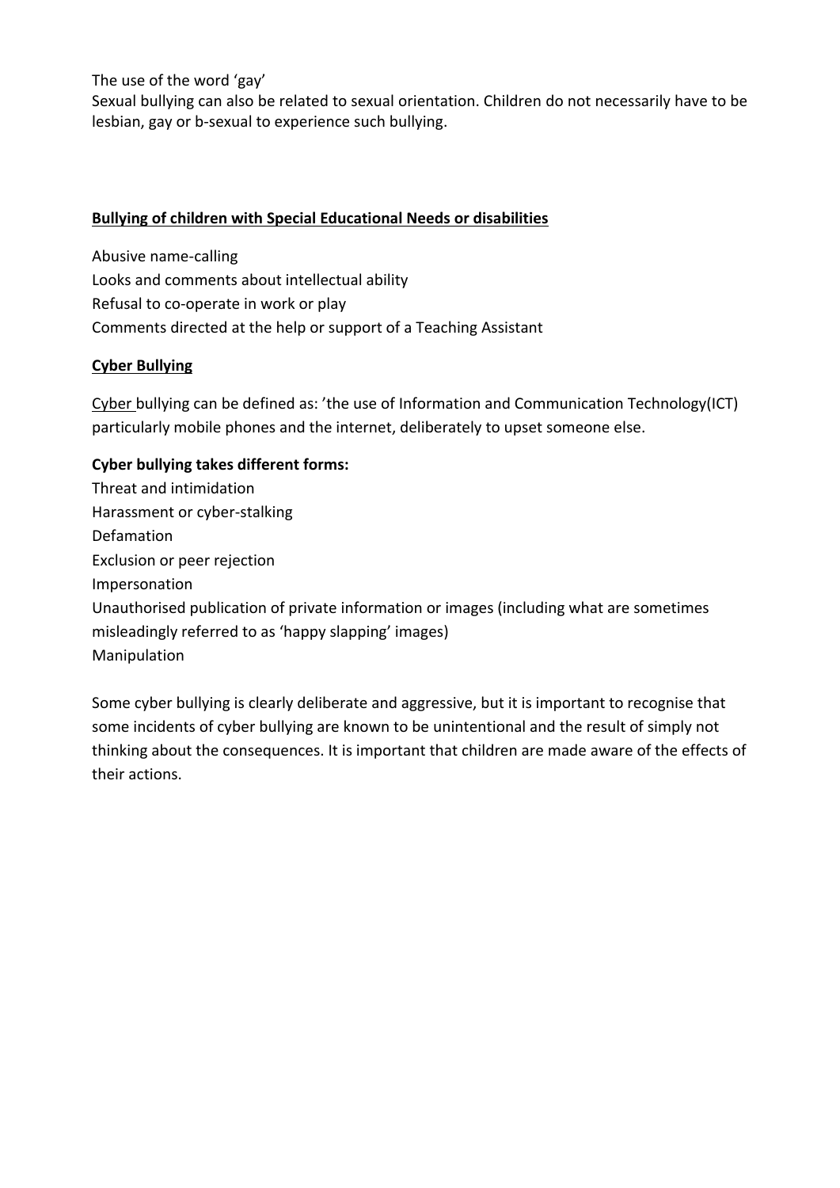The use of the word 'gay'

Sexual bullying can also be related to sexual orientation. Children do not necessarily have to be lesbian, gay or b-sexual to experience such bullying.

**Bullying of children with Special Educational Needs or disabilities**

Abusive name-calling

Looks and comments about intellectual ability

Refusal to co-operate in work or play

Comments directed at the help or support of a Teaching Assistant

**Cyber Bullying**

Cyber bullying can be defined as: 'the use of Information and Communication Technology(ICT) particularly mobile phones and the internet, deliberately to upset someone else.

**Cyber bullying takes different forms:**

Threat and intimidation

Harassment or cyber-stalking

Defamation

Exclusion or peer rejection

Impersonation

Unauthorised publication of private information or images (including what are sometimes misleadingly referred to as 'happy slapping' images)

Manipulation

Some cyber bullying is clearly deliberate and aggressive, but it is important to recognise that some incidents of cyber bullying are known to be unintentional and the result of simply not thinking about the consequences. It is important that children are made aware of the effects of their actions.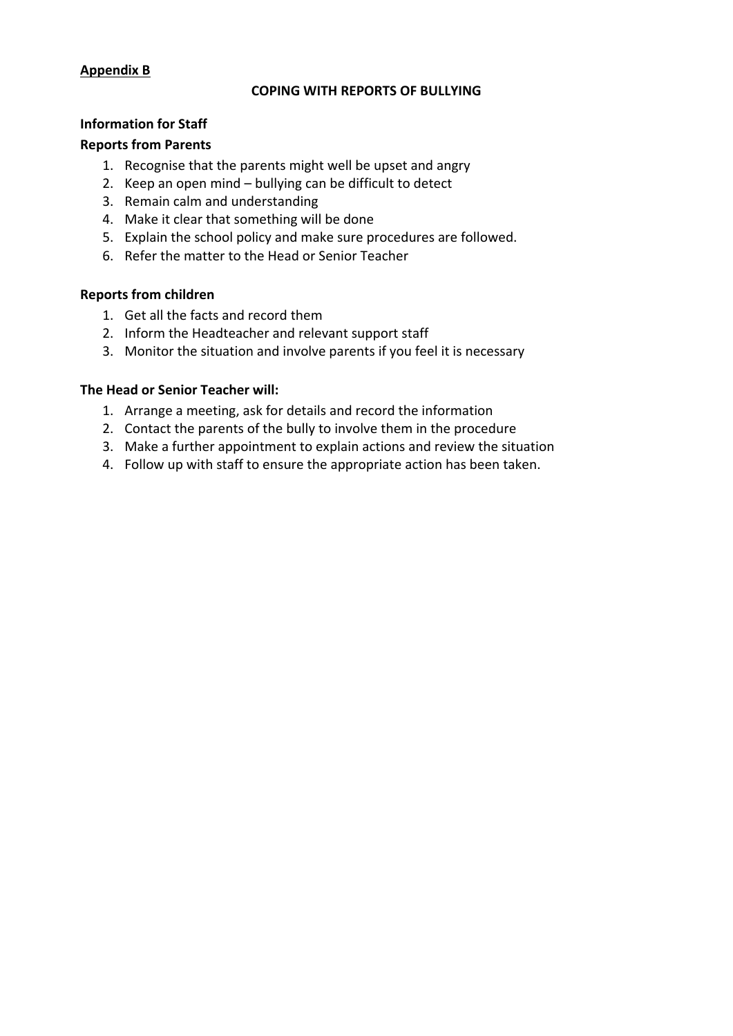**Appendix B**

**COPING WITH REPORTS OF BULLYING**

**Information for Staff**

**Reports from Parents**

1. Recognise that the parents might well be upset and angry
2. Keep an open mind – bullying can be difficult to detect
3. Remain calm and understanding
4. Make it clear that something will be done
5. Explain the school policy and make sure procedures are followed.
6. Refer the matter to the Head or Senior Teacher

**Reports from children**

1. Get all the facts and record them
2. Inform the Headteacher and relevant support staff
3. Monitor the situation and involve parents if you feel it is necessary

**The Head or Senior Teacher will:**

1. Arrange a meeting, ask for details and record the information
2. Contact the parents of the bully to involve them in the procedure
3. Make a further appointment to explain actions and review the situation
4. Follow up with staff to ensure the appropriate action has been taken.